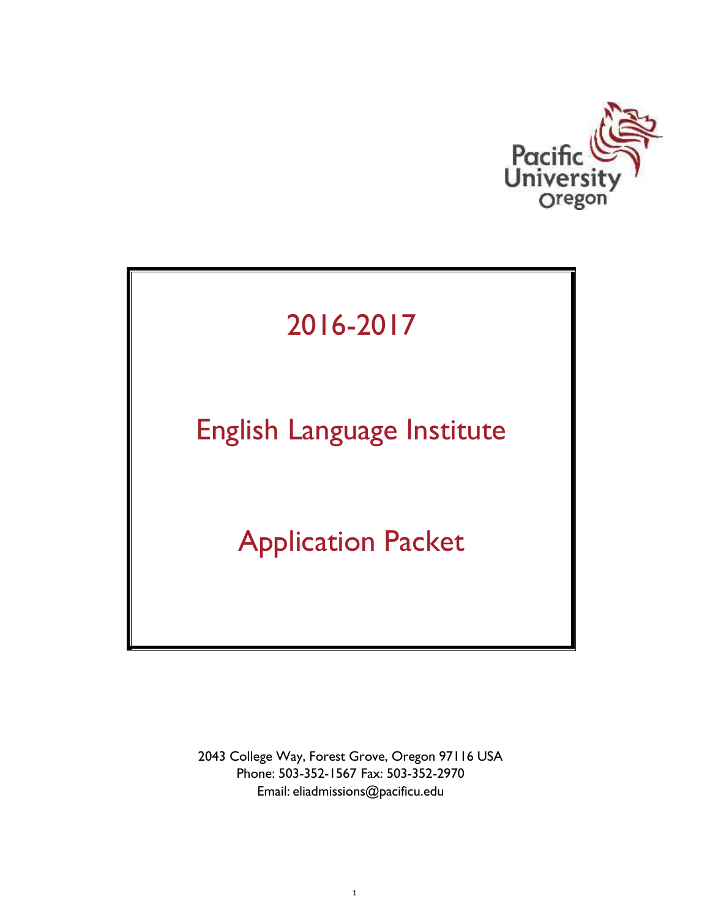Pacific University Oregon

# 2016-2017

# English Language Institute

# Application Packet

2043 College Way, Forest Grove, Oregon 97116 USA
Phone: 503-352-1567 Fax: 503-352-2970
Email: eliadmissions@pacificu.edu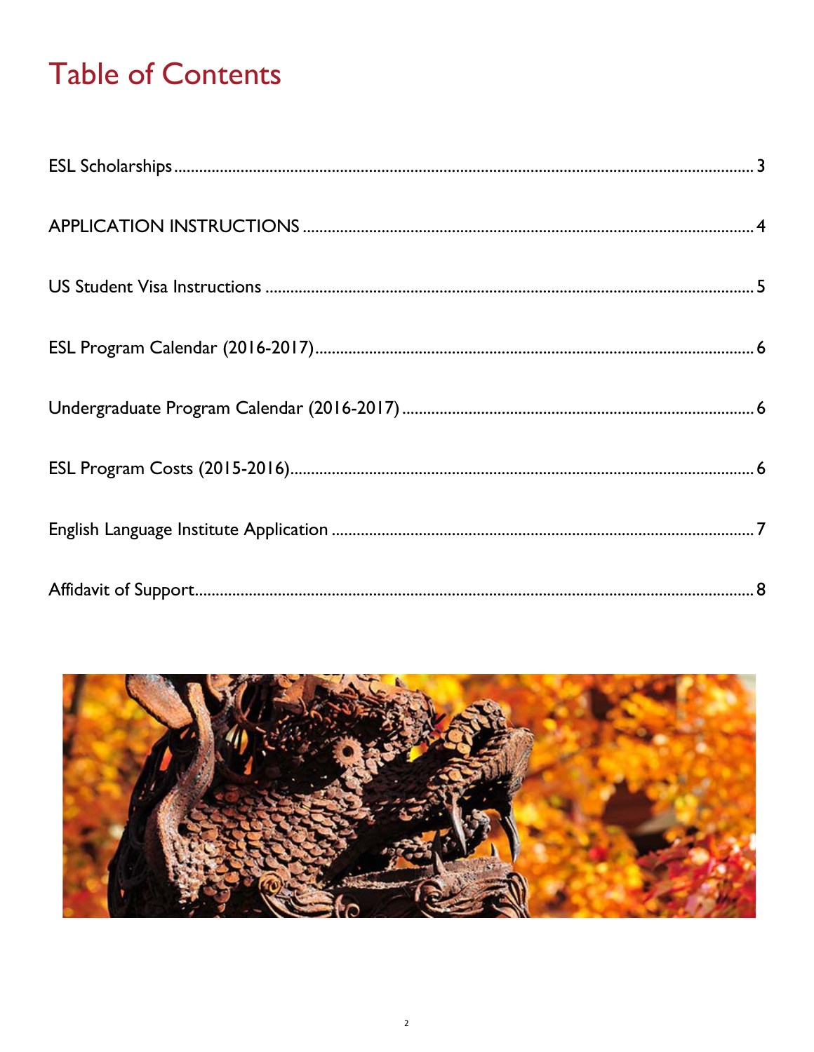# Table of Contents

ESL Scholarships ........................................................................................................................................ 3

APPLICATION INSTRUCTIONS .................................................................................................................. 4

US Student Visa Instructions ...................................................................................................................... 5

ESL Program Calendar (2016-2017) ........................................................................................................... 6

Undergraduate Program Calendar (2016-2017) ......................................................................................... 6

ESL Program Costs (2015-2016) ................................................................................................................. 6

English Language Institute Application ...................................................................................................... 7

Affidavit of Support ..................................................................................................................................... 8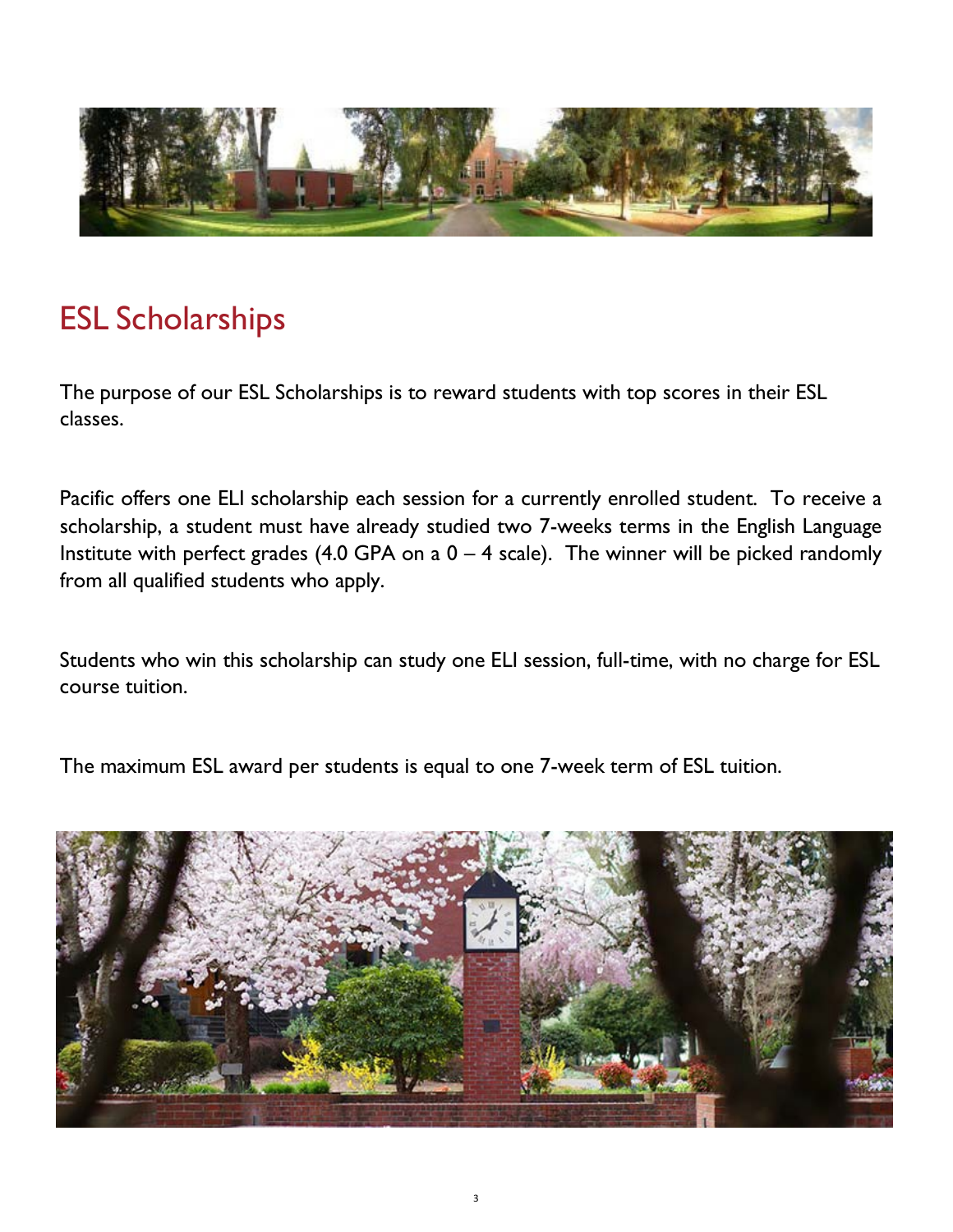# ESL Scholarships

The purpose of our ESL Scholarships is to reward students with top scores in their ESL classes.

Pacific offers one ELI scholarship each session for a currently enrolled student. To receive a scholarship, a student must have already studied two 7-weeks terms in the English Language Institute with perfect grades (4.0 GPA on a 0 – 4 scale). The winner will be picked randomly from all qualified students who apply.

Students who win this scholarship can study one ELI session, full-time, with no charge for ESL course tuition.

The maximum ESL award per students is equal to one 7-week term of ESL tuition.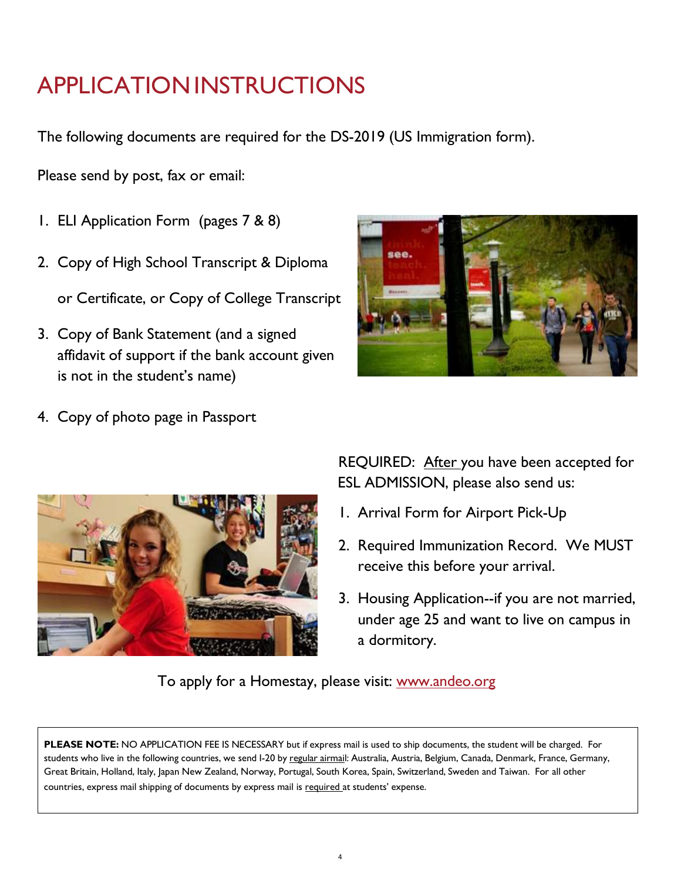# APPLICATION INSTRUCTIONS

The following documents are required for the DS-2019 (US Immigration form).

Please send by post, fax or email:

1. ELI Application Form (pages 7 & 8)
2. Copy of High School Transcript & Diploma or Certificate, or Copy of College Transcript
3. Copy of Bank Statement (and a signed affidavit of support if the bank account given is not in the student's name)
4. Copy of photo page in Passport

REQUIRED: After you have been accepted for ESL ADMISSION, please also send us:

1. Arrival Form for Airport Pick-Up
2. Required Immunization Record. We MUST receive this before your arrival.
3. Housing Application--if you are not married, under age 25 and want to live on campus in a dormitory.

To apply for a Homestay, please visit: www.andeo.org

**PLEASE NOTE:** NO APPLICATION FEE IS NECESSARY but if express mail is used to ship documents, the student will be charged. For students who live in the following countries, we send I-20 by regular airmail: Australia, Austria, Belgium, Canada, Denmark, France, Germany, Great Britain, Holland, Italy, Japan New Zealand, Norway, Portugal, South Korea, Spain, Switzerland, Sweden and Taiwan. For all other countries, express mail shipping of documents by express mail is required at students' expense.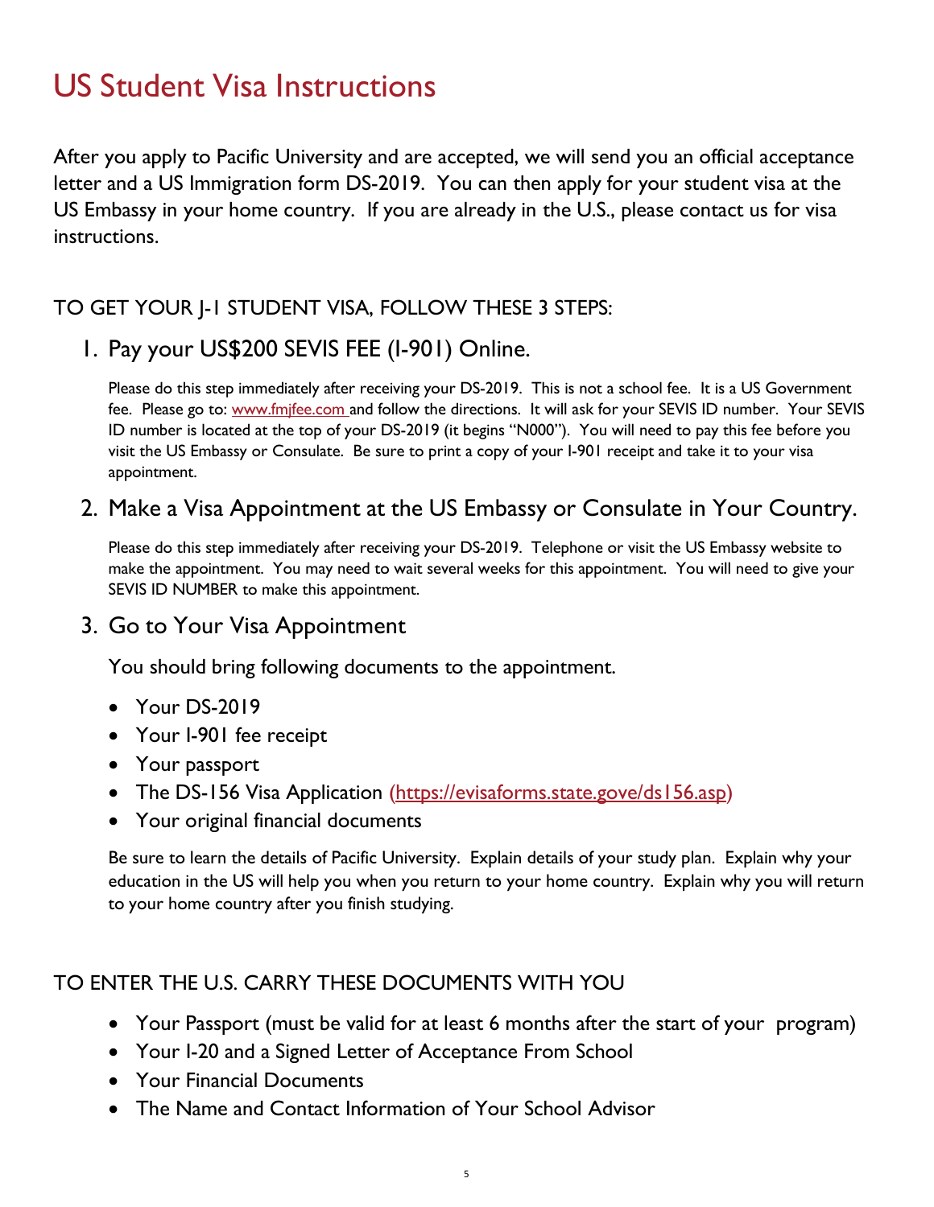# US Student Visa Instructions

After you apply to Pacific University and are accepted, we will send you an official acceptance letter and a US Immigration form DS-2019. You can then apply for your student visa at the US Embassy in your home country. If you are already in the U.S., please contact us for visa instructions.

## TO GET YOUR J-1 STUDENT VISA, FOLLOW THESE 3 STEPS:

### 1. Pay your US$200 SEVIS FEE (I-901) Online.

Please do this step immediately after receiving your DS-2019. This is not a school fee. It is a US Government fee. Please go to: www.fmjfee.com and follow the directions. It will ask for your SEVIS ID number. Your SEVIS ID number is located at the top of your DS-2019 (it begins "N000"). You will need to pay this fee before you visit the US Embassy or Consulate. Be sure to print a copy of your I-901 receipt and take it to your visa appointment.

### 2. Make a Visa Appointment at the US Embassy or Consulate in Your Country.

Please do this step immediately after receiving your DS-2019. Telephone or visit the US Embassy website to make the appointment. You may need to wait several weeks for this appointment. You will need to give your SEVIS ID NUMBER to make this appointment.

### 3. Go to Your Visa Appointment

You should bring following documents to the appointment.

- Your DS-2019
- Your I-901 fee receipt
- Your passport
- The DS-156 Visa Application (https://evisaforms.state.gove/ds156.asp)
- Your original financial documents

Be sure to learn the details of Pacific University. Explain details of your study plan. Explain why your education in the US will help you when you return to your home country. Explain why you will return to your home country after you finish studying.

## TO ENTER THE U.S. CARRY THESE DOCUMENTS WITH YOU

- Your Passport (must be valid for at least 6 months after the start of your program)
- Your I-20 and a Signed Letter of Acceptance From School
- Your Financial Documents
- The Name and Contact Information of Your School Advisor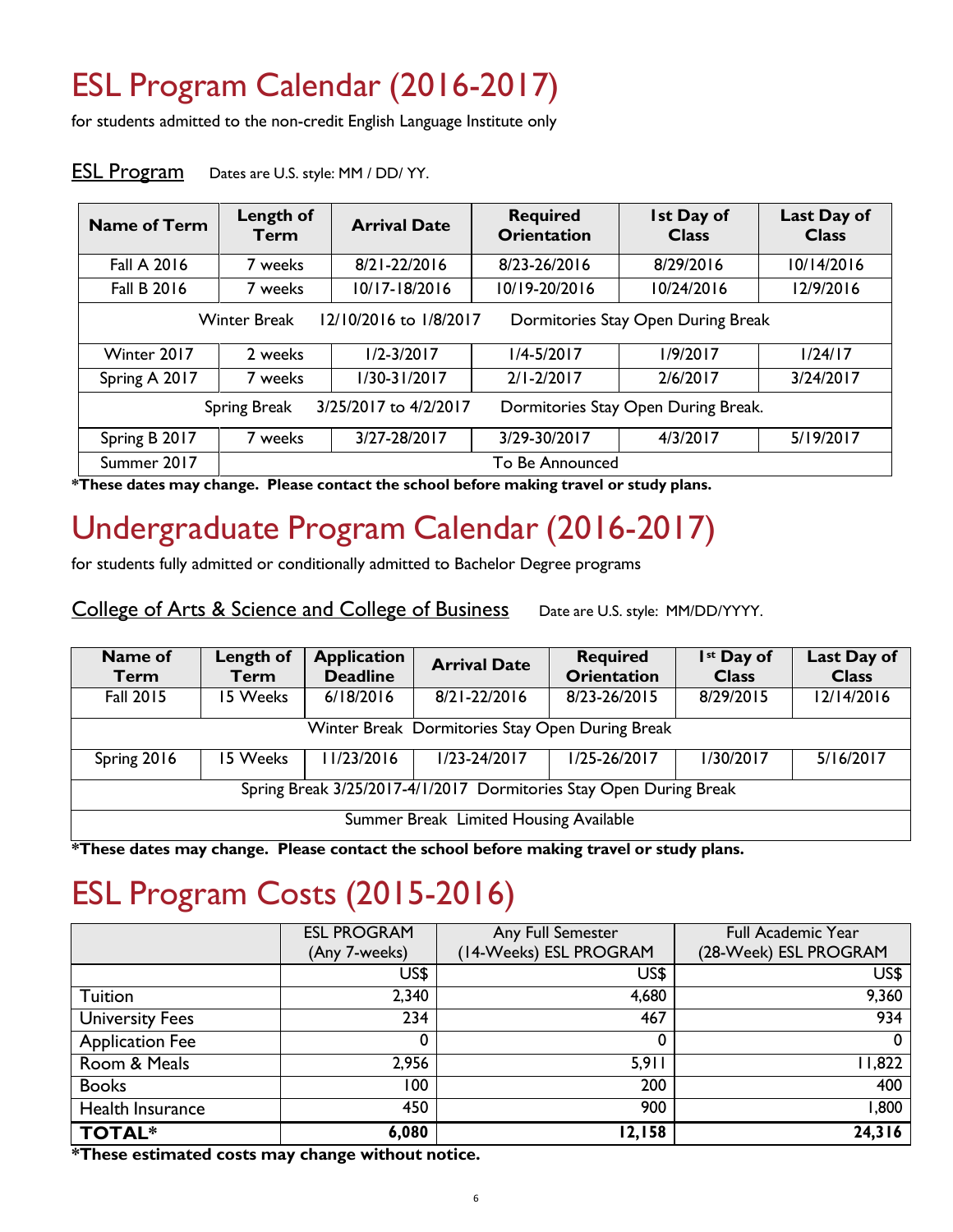# ESL Program Calendar (2016-2017)

for students admitted to the non-credit English Language Institute only

ESL Program    Dates are U.S. style: MM / DD/ YY.

| Name of Term | Length of Term | Arrival Date | Required Orientation | 1st Day of Class | Last Day of Class |
|---|---|---|---|---|---|
| Fall A 2016 | 7 weeks | 8/21-22/2016 | 8/23-26/2016 | 8/29/2016 | 10/14/2016 |
| Fall B 2016 | 7 weeks | 10/17-18/2016 | 10/19-20/2016 | 10/24/2016 | 12/9/2016 |
| Winter Break 12/10/2016 to 1/8/2017 Dormitories Stay Open During Break | | | | | |
| Winter 2017 | 2 weeks | 1/2-3/2017 | 1/4-5/2017 | 1/9/2017 | 1/24/17 |
| Spring A 2017 | 7 weeks | 1/30-31/2017 | 2/1-2/2017 | 2/6/2017 | 3/24/2017 |
| Spring Break 3/25/2017 to 4/2/2017 Dormitories Stay Open During Break. | | | | | |
| Spring B 2017 | 7 weeks | 3/27-28/2017 | 3/29-30/2017 | 4/3/2017 | 5/19/2017 |
| Summer 2017 | To Be Announced | | | | |

**\*These dates may change. Please contact the school before making travel or study plans.**

# Undergraduate Program Calendar (2016-2017)

for students fully admitted or conditionally admitted to Bachelor Degree programs

College of Arts & Science and College of Business    Date are U.S. style: MM/DD/YYYY.

| Name of Term | Length of Term | Application Deadline | Arrival Date | Required Orientation | 1st Day of Class | Last Day of Class |
|---|---|---|---|---|---|---|
| Fall 2015 | 15 Weeks | 6/18/2016 | 8/21-22/2016 | 8/23-26/2015 | 8/29/2015 | 12/14/2016 |
| Winter Break Dormitories Stay Open During Break | | | | | | |
| Spring 2016 | 15 Weeks | 11/23/2016 | 1/23-24/2017 | 1/25-26/2017 | 1/30/2017 | 5/16/2017 |
| Spring Break 3/25/2017-4/1/2017 Dormitories Stay Open During Break | | | | | | |
| Summer Break Limited Housing Available | | | | | | |

**\*These dates may change. Please contact the school before making travel or study plans.**

# ESL Program Costs (2015-2016)

| | ESL PROGRAM (Any 7-weeks) | Any Full Semester (14-Weeks) ESL PROGRAM | Full Academic Year (28-Week) ESL PROGRAM |
|---|---|---|---|
| | US$ | US$ | US$ |
| Tuition | 2,340 | 4,680 | 9,360 |
| University Fees | 234 | 467 | 934 |
| Application Fee | 0 | 0 | 0 |
| Room & Meals | 2,956 | 5,911 | 11,822 |
| Books | 100 | 200 | 400 |
| Health Insurance | 450 | 900 | 1,800 |
| **TOTAL\*** | **6,080** | **12,158** | **24,316** |

**\*These estimated costs may change without notice.**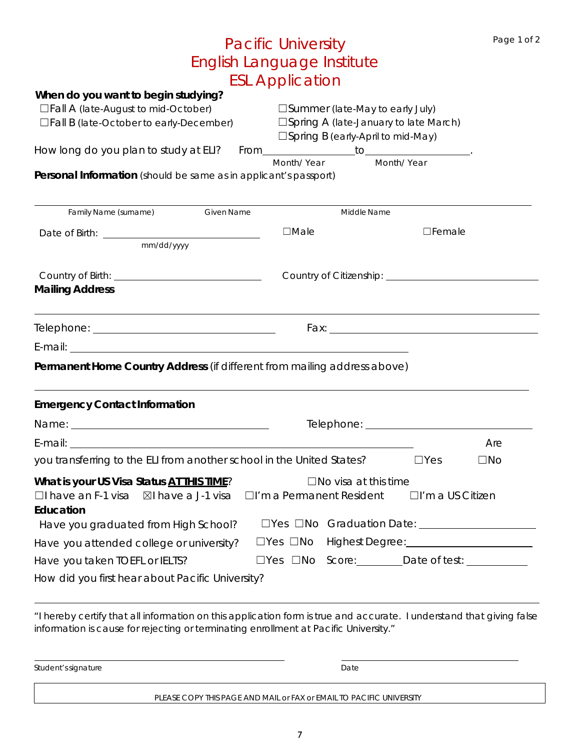# Pacific University
# English Language Institute
# ESL Application

**When do you want to begin studying?**

☐Fall A (late-August to mid-October)
☐Fall B (late-October to early-December)
☐Summer (late-May to early July)
☐Spring A (late-January to late March)
☐Spring B (early-April to mid-May)

How long do you plan to study at ELI? From_________________to___________________.
Month/ Year Month/ Year

**Personal Information** (should be same as in applicant's passport)

_______________________________________________________________

Family Name (surname) Given Name Middle Name

Date of Birth: ______________________________ ☐Male ☐Female
mm/dd/yyyy

Country of Birth: ___________________________ Country of Citizenship: ___________________________

**Mailing Address**

_______________________________________________________________

Telephone: ______________________________ Fax: ______________________________

E-mail: ______________________________________________

**Permanent Home Country Address** (if different from mailing address above)

_______________________________________________________________

**Emergency Contact Information**

Name: ______________________________ Telephone: ______________________________

E-mail: ______________________________________________ Are you transferring to the ELI from another school in the United States? ☐Yes ☐No

**What is your US Visa Status AT THIS TIME?** ☐No visa at this time
☐I have an F-1 visa ☒I have a J-1 visa ☐I'm a Permanent Resident ☐I'm a US Citizen

**Education**

Have you graduated from High School? ☐Yes ☐No Graduation Date: ____________________

Have you attended college or university? ☐Yes ☐No Highest Degree: ____________________

Have you taken TOEFL or IELTS? ☐Yes ☐No Score:________Date of test: ___________

How did you first hear about Pacific University?

_______________________________________________________________

"I hereby certify that all information on this application form is true and accurate. I understand that giving false information is cause for rejecting or terminating enrollment at Pacific University."

______________________________ ______________________________
Student's signature Date

PLEASE COPY THIS PAGE AND MAIL or FAX or EMAIL TO PACIFIC UNIVERSITY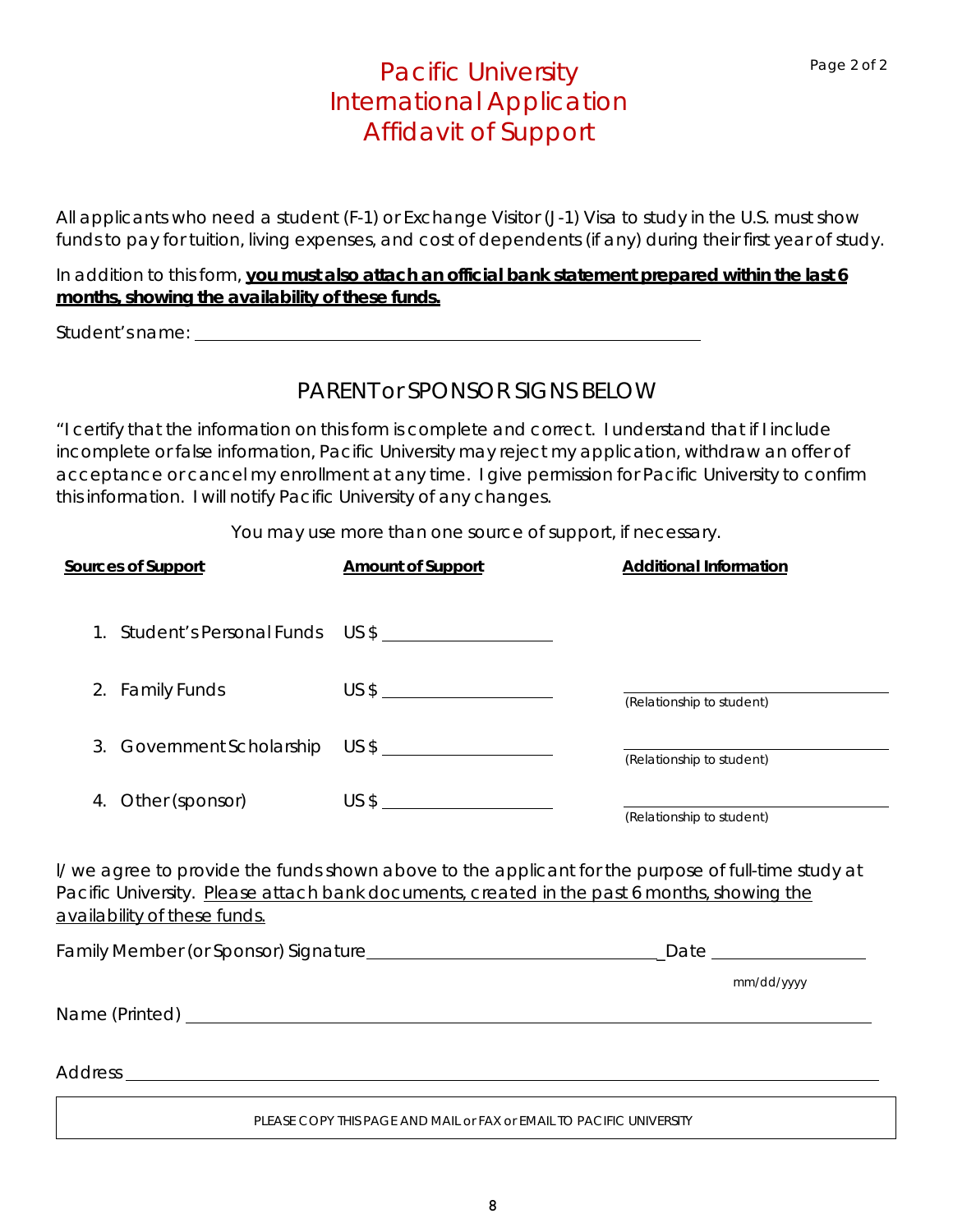# Pacific University
# International Application
# Affidavit of Support

All applicants who need a student (F-1) or Exchange Visitor (J-1) Visa to study in the U.S. must show funds to pay for tuition, living expenses, and cost of dependents (if any) during their first year of study.

In addition to this form, **you must also attach an official bank statement prepared within the last 6 months, showing the availability of these funds.**

Student's name: ______________________________________________

## PARENT or SPONSOR SIGNS BELOW

"I certify that the information on this form is complete and correct. I understand that if I include incomplete or false information, Pacific University may reject my application, withdraw an offer of acceptance or cancel my enrollment at any time. I give permission for Pacific University to confirm this information. I will notify Pacific University of any changes.

You may use more than one source of support, if necessary.

| Sources of Support | Amount of Support | Additional Information |
|---|---|---|
| 1. Student's Personal Funds | US $ ____________ | |
| 2. Family Funds | US $ ____________ | ____________ (Relationship to student) |
| 3. Government Scholarship | US $ ____________ | ____________ (Relationship to student) |
| 4. Other (sponsor) | US $ ____________ | ____________ (Relationship to student) |

I/ we agree to provide the funds shown above to the applicant for the purpose of full-time study at Pacific University. Please attach bank documents, created in the past 6 months, showing the availability of these funds.

Family Member (or Sponsor) Signature ______________________________ Date ______________
mm/dd/yyyy

Name (Printed) ______________________________________________

Address ______________________________________________

PLEASE COPY THIS PAGE AND MAIL or FAX or EMAIL TO PACIFIC UNIVERSITY